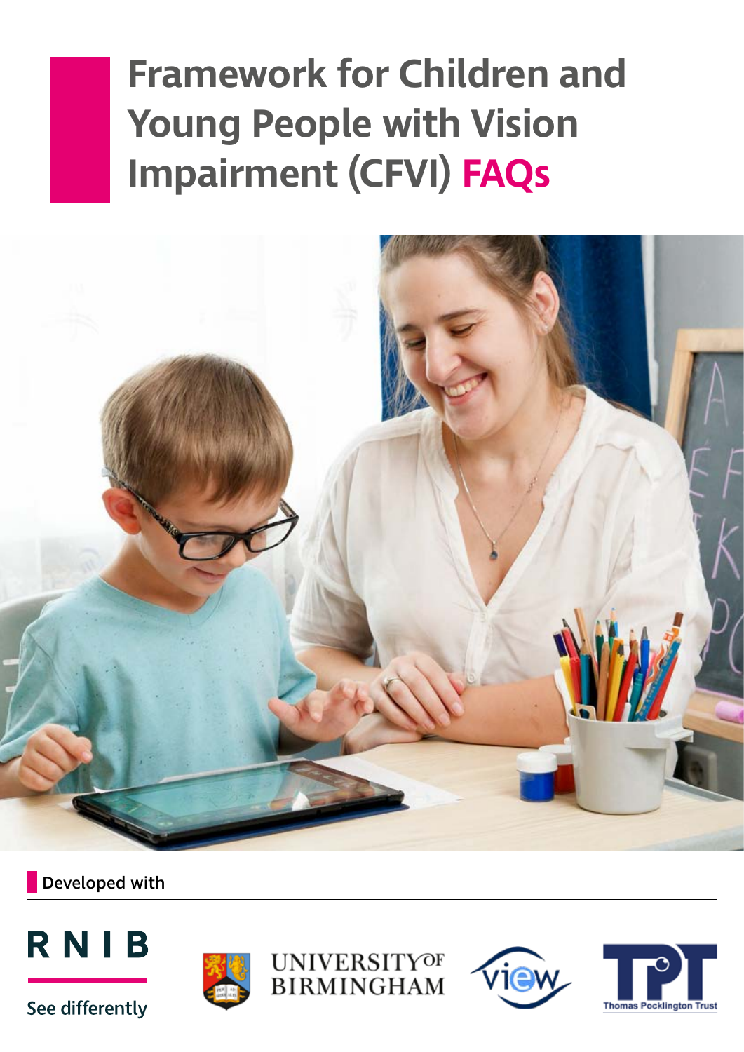# Framework for Children and Young People with Vision Impairment (CFVI) FAQs

Developed with

RNIB

See differently

UNIVERSITY OF BIRMINGHAM

view

TPT Thomas Pocklington Trust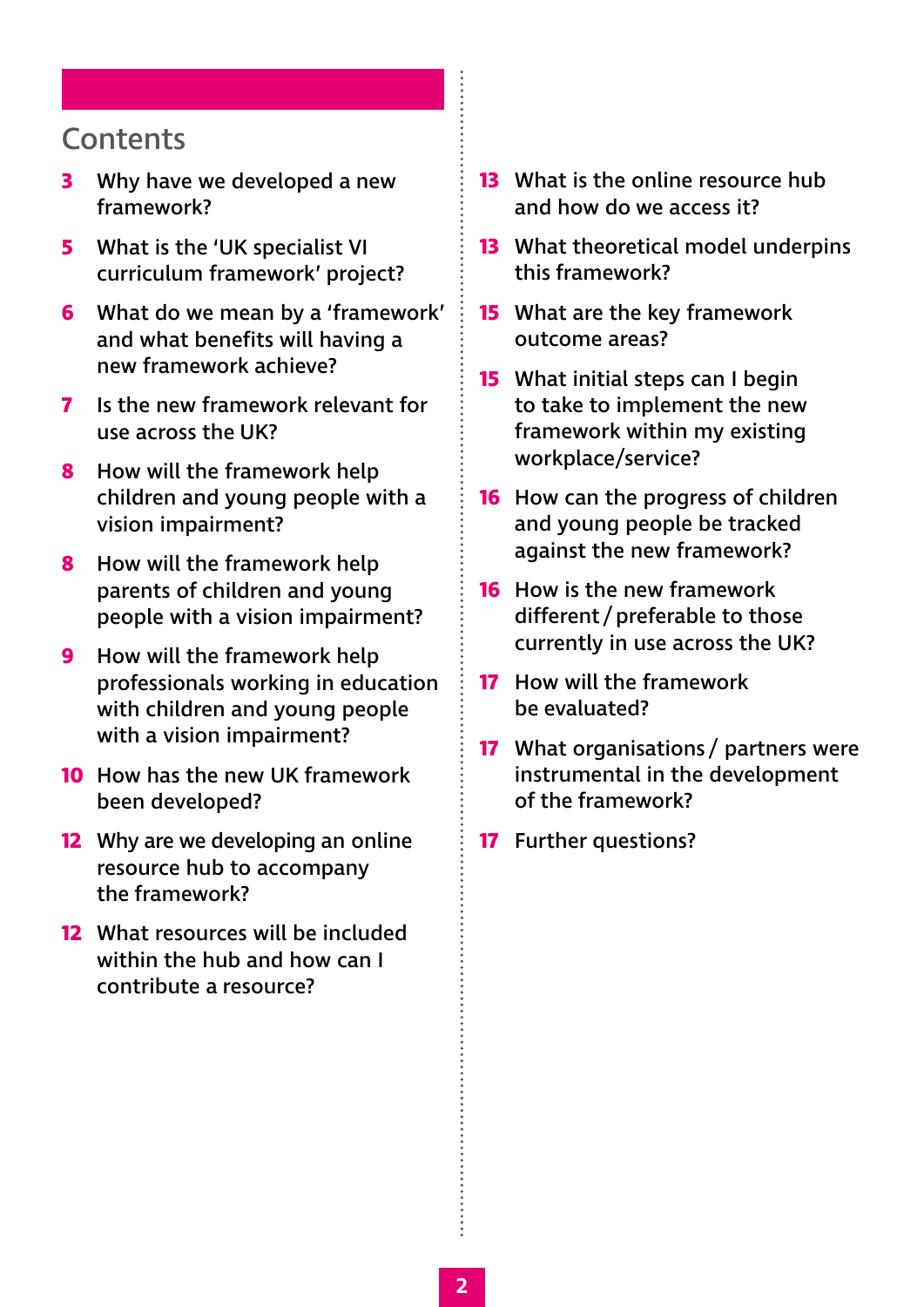## Contents

- **3** Why have we developed a new framework?
- **5** What is the 'UK specialist VI curriculum framework' project?
- **6** What do we mean by a 'framework' and what benefits will having a new framework achieve?
- **7** Is the new framework relevant for use across the UK?
- **8** How will the framework help children and young people with a vision impairment?
- **8** How will the framework help parents of children and young people with a vision impairment?
- **9** How will the framework help professionals working in education with children and young people with a vision impairment?
- **10** How has the new UK framework been developed?
- **12** Why are we developing an online resource hub to accompany the framework?
- **12** What resources will be included within the hub and how can I contribute a resource?
- **13** What is the online resource hub and how do we access it?
- **13** What theoretical model underpins this framework?
- **15** What are the key framework outcome areas?
- **15** What initial steps can I begin to take to implement the new framework within my existing workplace/service?
- **16** How can the progress of children and young people be tracked against the new framework?
- **16** How is the new framework different / preferable to those currently in use across the UK?
- **17** How will the framework be evaluated?
- **17** What organisations / partners were instrumental in the development of the framework?
- **17** Further questions?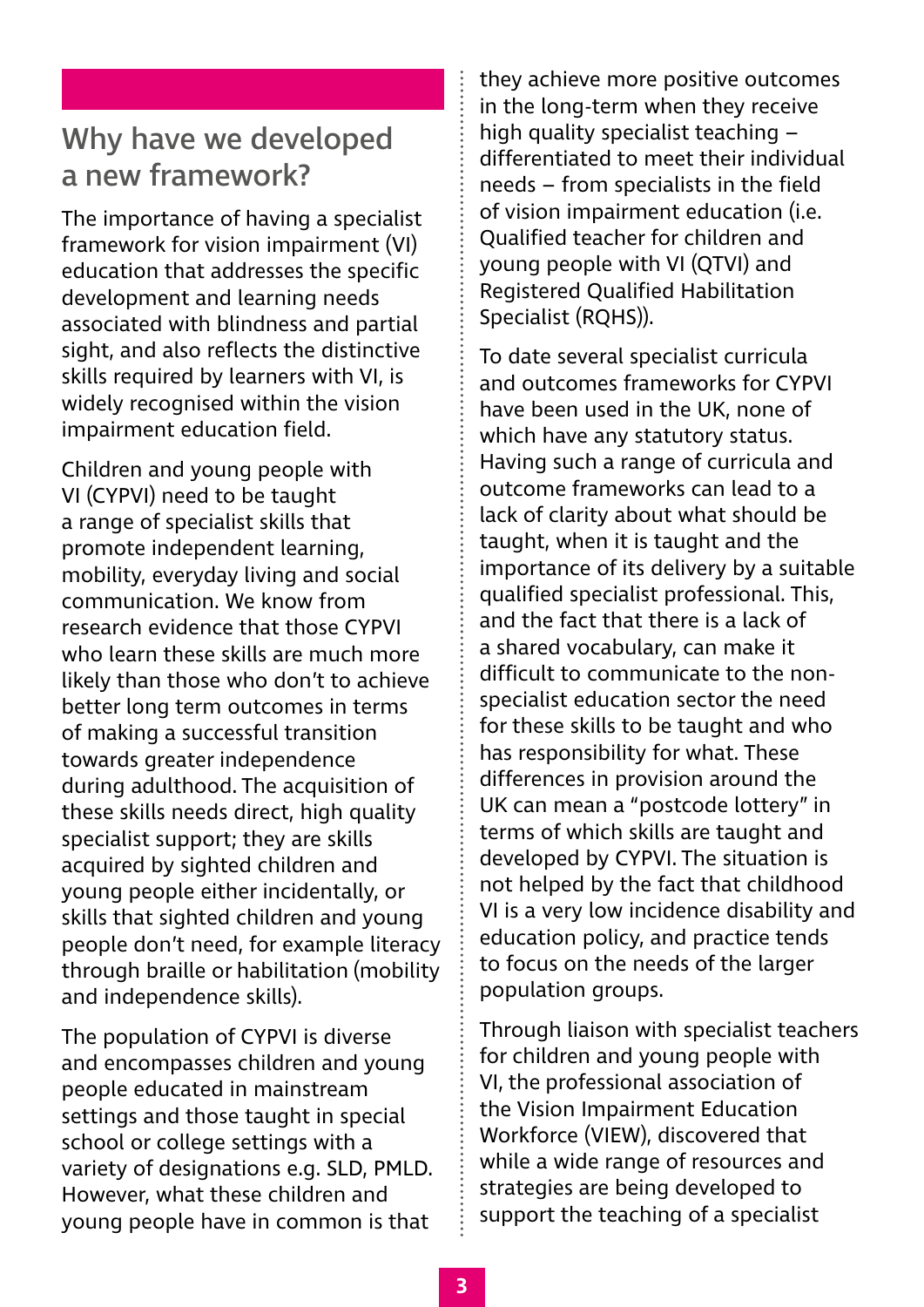## Why have we developed a new framework?

The importance of having a specialist framework for vision impairment (VI) education that addresses the specific development and learning needs associated with blindness and partial sight, and also reflects the distinctive skills required by learners with VI, is widely recognised within the vision impairment education field.

Children and young people with VI (CYPVI) need to be taught a range of specialist skills that promote independent learning, mobility, everyday living and social communication. We know from research evidence that those CYPVI who learn these skills are much more likely than those who don't to achieve better long term outcomes in terms of making a successful transition towards greater independence during adulthood. The acquisition of these skills needs direct, high quality specialist support; they are skills acquired by sighted children and young people either incidentally, or skills that sighted children and young people don't need, for example literacy through braille or habilitation (mobility and independence skills).

The population of CYPVI is diverse and encompasses children and young people educated in mainstream settings and those taught in special school or college settings with a variety of designations e.g. SLD, PMLD. However, what these children and young people have in common is that they achieve more positive outcomes in the long-term when they receive high quality specialist teaching – differentiated to meet their individual needs – from specialists in the field of vision impairment education (i.e. Qualified teacher for children and young people with VI (QTVI) and Registered Qualified Habilitation Specialist (RQHS)).

To date several specialist curricula and outcomes frameworks for CYPVI have been used in the UK, none of which have any statutory status. Having such a range of curricula and outcome frameworks can lead to a lack of clarity about what should be taught, when it is taught and the importance of its delivery by a suitable qualified specialist professional. This, and the fact that there is a lack of a shared vocabulary, can make it difficult to communicate to the non-specialist education sector the need for these skills to be taught and who has responsibility for what. These differences in provision around the UK can mean a "postcode lottery" in terms of which skills are taught and developed by CYPVI. The situation is not helped by the fact that childhood VI is a very low incidence disability and education policy, and practice tends to focus on the needs of the larger population groups.

Through liaison with specialist teachers for children and young people with VI, the professional association of the Vision Impairment Education Workforce (VIEW), discovered that while a wide range of resources and strategies are being developed to support the teaching of a specialist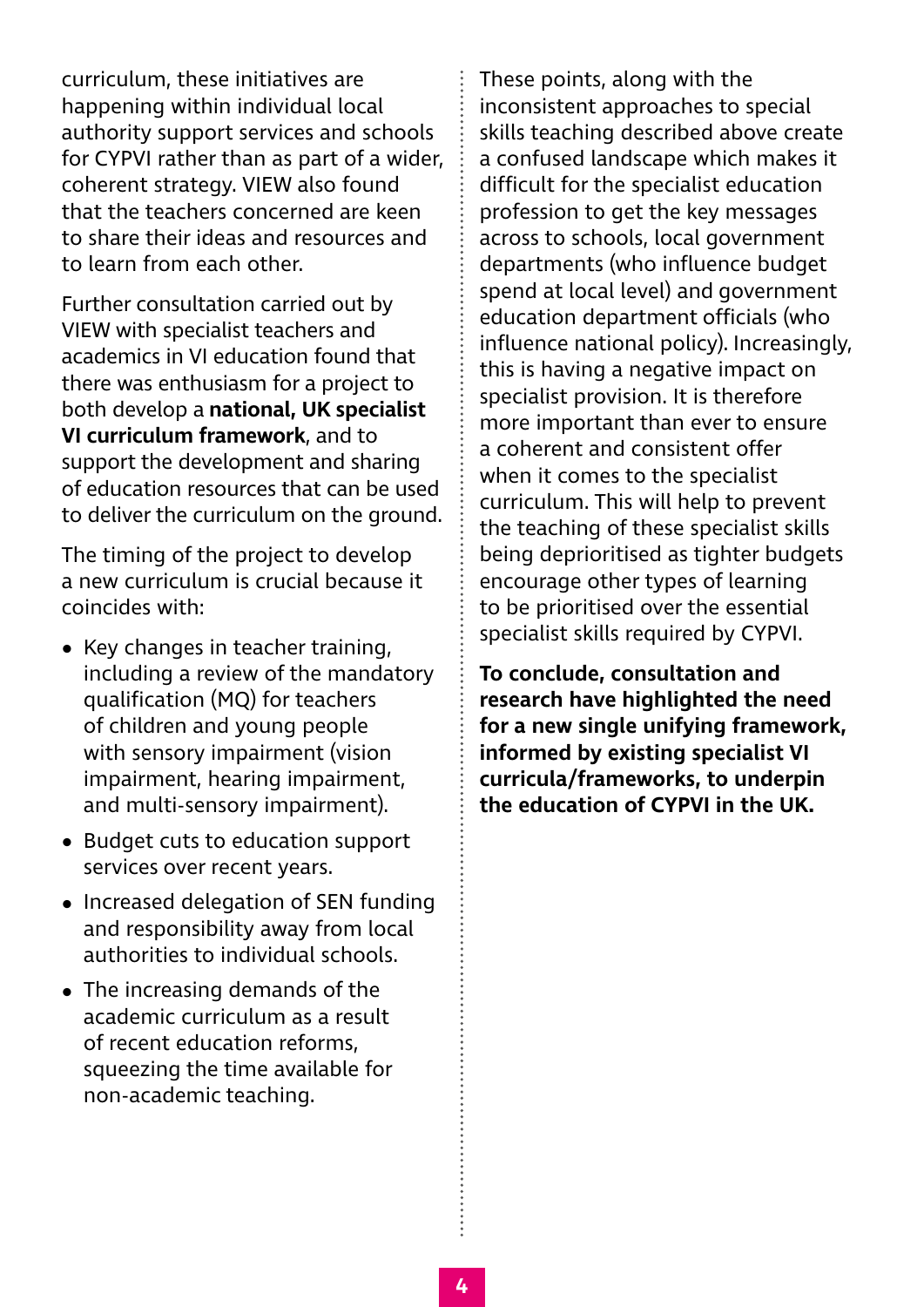curriculum, these initiatives are happening within individual local authority support services and schools for CYPVI rather than as part of a wider, coherent strategy. VIEW also found that the teachers concerned are keen to share their ideas and resources and to learn from each other.

Further consultation carried out by VIEW with specialist teachers and academics in VI education found that there was enthusiasm for a project to both develop a **national, UK specialist VI curriculum framework**, and to support the development and sharing of education resources that can be used to deliver the curriculum on the ground.

The timing of the project to develop a new curriculum is crucial because it coincides with:

- Key changes in teacher training, including a review of the mandatory qualification (MQ) for teachers of children and young people with sensory impairment (vision impairment, hearing impairment, and multi-sensory impairment).
- Budget cuts to education support services over recent years.
- Increased delegation of SEN funding and responsibility away from local authorities to individual schools.
- The increasing demands of the academic curriculum as a result of recent education reforms, squeezing the time available for non-academic teaching.

These points, along with the inconsistent approaches to special skills teaching described above create a confused landscape which makes it difficult for the specialist education profession to get the key messages across to schools, local government departments (who influence budget spend at local level) and government education department officials (who influence national policy). Increasingly, this is having a negative impact on specialist provision. It is therefore more important than ever to ensure a coherent and consistent offer when it comes to the specialist curriculum. This will help to prevent the teaching of these specialist skills being deprioritised as tighter budgets encourage other types of learning to be prioritised over the essential specialist skills required by CYPVI.

**To conclude, consultation and research have highlighted the need for a new single unifying framework, informed by existing specialist VI curricula/frameworks, to underpin the education of CYPVI in the UK.**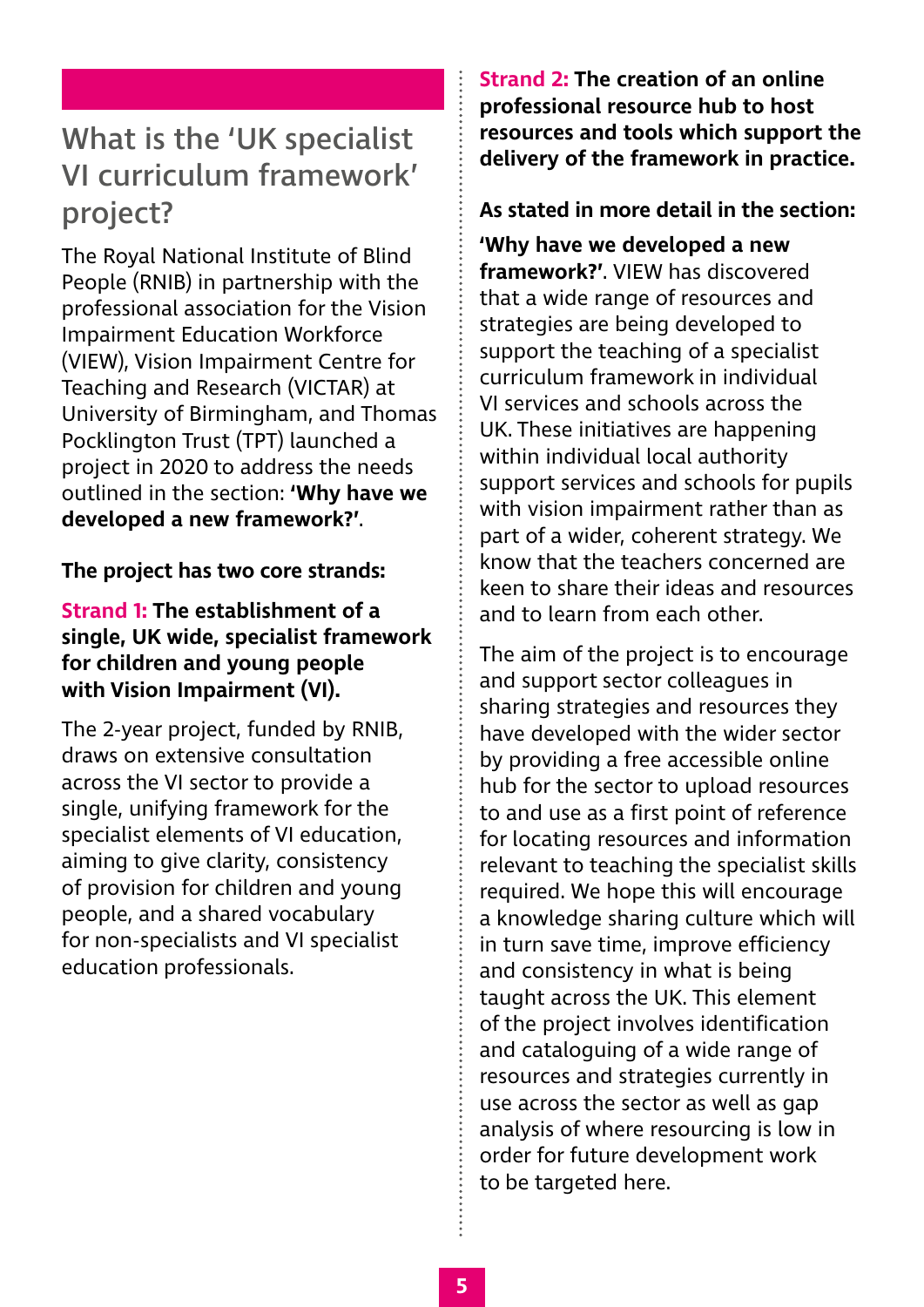## What is the 'UK specialist VI curriculum framework' project?

The Royal National Institute of Blind People (RNIB) in partnership with the professional association for the Vision Impairment Education Workforce (VIEW), Vision Impairment Centre for Teaching and Research (VICTAR) at University of Birmingham, and Thomas Pocklington Trust (TPT) launched a project in 2020 to address the needs outlined in the section: **'Why have we developed a new framework?'**.

**The project has two core strands:**

**Strand 1: The establishment of a single, UK wide, specialist framework for children and young people with Vision Impairment (VI).**

The 2-year project, funded by RNIB, draws on extensive consultation across the VI sector to provide a single, unifying framework for the specialist elements of VI education, aiming to give clarity, consistency of provision for children and young people, and a shared vocabulary for non-specialists and VI specialist education professionals.

**Strand 2: The creation of an online professional resource hub to host resources and tools which support the delivery of the framework in practice.**

**As stated in more detail in the section:**

**'Why have we developed a new framework?'**. VIEW has discovered that a wide range of resources and strategies are being developed to support the teaching of a specialist curriculum framework in individual VI services and schools across the UK. These initiatives are happening within individual local authority support services and schools for pupils with vision impairment rather than as part of a wider, coherent strategy. We know that the teachers concerned are keen to share their ideas and resources and to learn from each other.

The aim of the project is to encourage and support sector colleagues in sharing strategies and resources they have developed with the wider sector by providing a free accessible online hub for the sector to upload resources to and use as a first point of reference for locating resources and information relevant to teaching the specialist skills required. We hope this will encourage a knowledge sharing culture which will in turn save time, improve efficiency and consistency in what is being taught across the UK. This element of the project involves identification and cataloguing of a wide range of resources and strategies currently in use across the sector as well as gap analysis of where resourcing is low in order for future development work to be targeted here.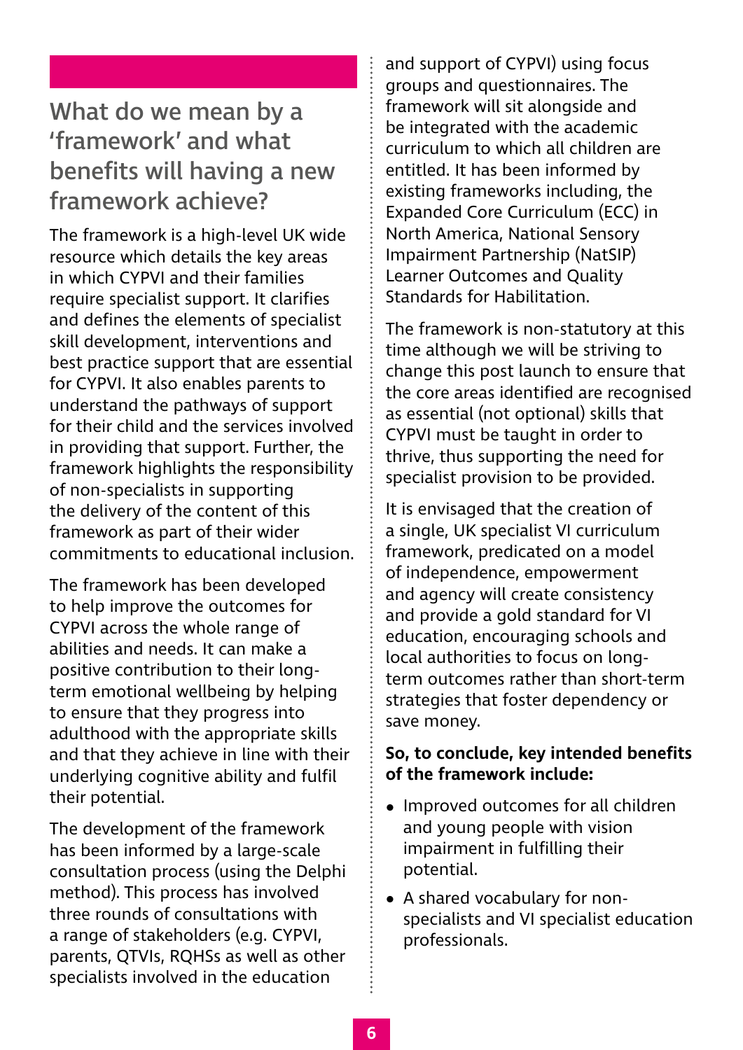## What do we mean by a 'framework' and what benefits will having a new framework achieve?

The framework is a high-level UK wide resource which details the key areas in which CYPVI and their families require specialist support. It clarifies and defines the elements of specialist skill development, interventions and best practice support that are essential for CYPVI. It also enables parents to understand the pathways of support for their child and the services involved in providing that support. Further, the framework highlights the responsibility of non-specialists in supporting the delivery of the content of this framework as part of their wider commitments to educational inclusion.

The framework has been developed to help improve the outcomes for CYPVI across the whole range of abilities and needs. It can make a positive contribution to their long-term emotional wellbeing by helping to ensure that they progress into adulthood with the appropriate skills and that they achieve in line with their underlying cognitive ability and fulfil their potential.

The development of the framework has been informed by a large-scale consultation process (using the Delphi method). This process has involved three rounds of consultations with a range of stakeholders (e.g. CYPVI, parents, QTVIs, RQHSs as well as other specialists involved in the education and support of CYPVI) using focus groups and questionnaires. The framework will sit alongside and be integrated with the academic curriculum to which all children are entitled. It has been informed by existing frameworks including, the Expanded Core Curriculum (ECC) in North America, National Sensory Impairment Partnership (NatSIP) Learner Outcomes and Quality Standards for Habilitation.

The framework is non-statutory at this time although we will be striving to change this post launch to ensure that the core areas identified are recognised as essential (not optional) skills that CYPVI must be taught in order to thrive, thus supporting the need for specialist provision to be provided.

It is envisaged that the creation of a single, UK specialist VI curriculum framework, predicated on a model of independence, empowerment and agency will create consistency and provide a gold standard for VI education, encouraging schools and local authorities to focus on long-term outcomes rather than short-term strategies that foster dependency or save money.

**So, to conclude, key intended benefits of the framework include:**

- Improved outcomes for all children and young people with vision impairment in fulfilling their potential.
- A shared vocabulary for non-specialists and VI specialist education professionals.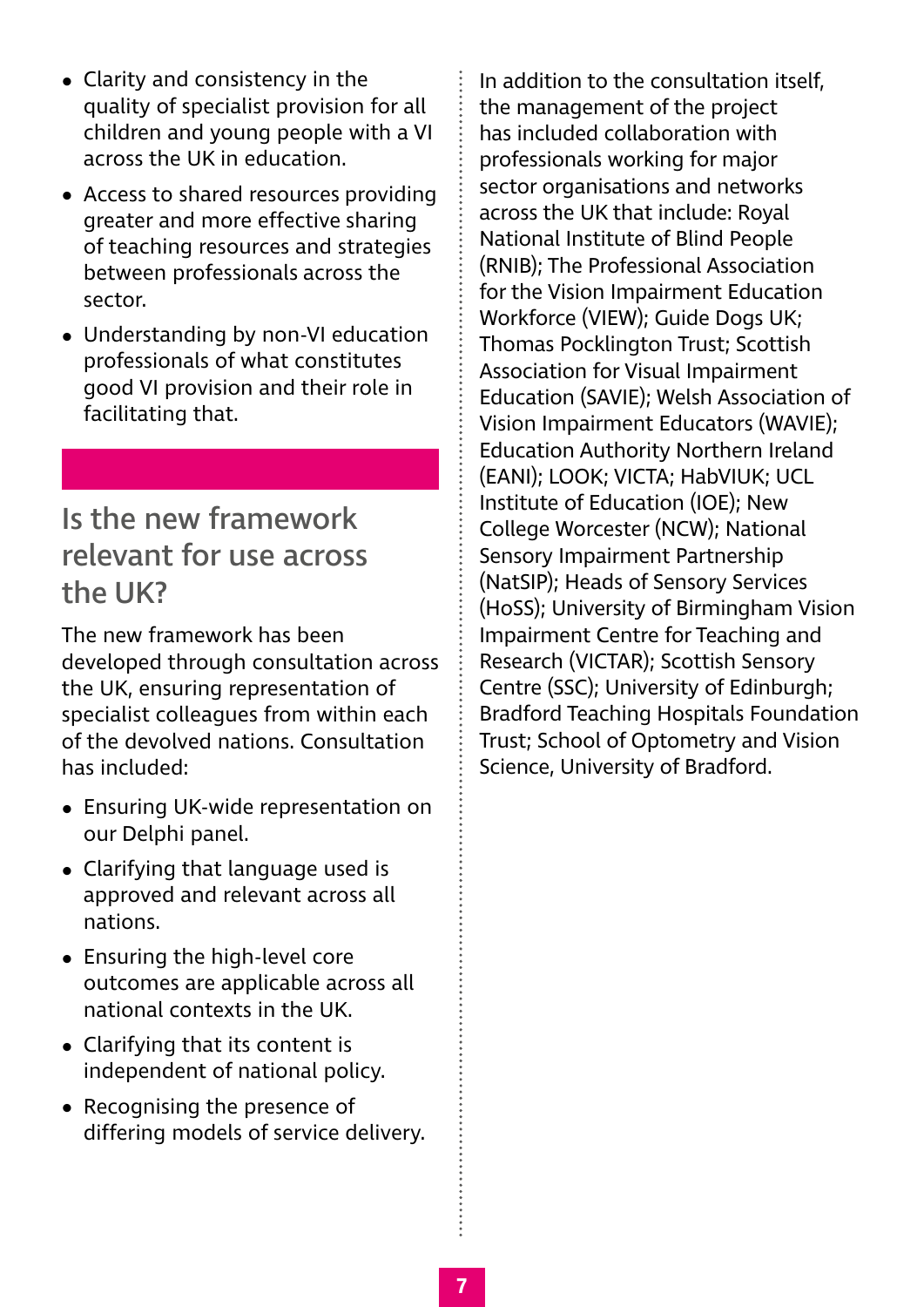- Clarity and consistency in the quality of specialist provision for all children and young people with a VI across the UK in education.
- Access to shared resources providing greater and more effective sharing of teaching resources and strategies between professionals across the sector.
- Understanding by non-VI education professionals of what constitutes good VI provision and their role in facilitating that.

## Is the new framework relevant for use across the UK?

The new framework has been developed through consultation across the UK, ensuring representation of specialist colleagues from within each of the devolved nations. Consultation has included:

- Ensuring UK-wide representation on our Delphi panel.
- Clarifying that language used is approved and relevant across all nations.
- Ensuring the high-level core outcomes are applicable across all national contexts in the UK.
- Clarifying that its content is independent of national policy.
- Recognising the presence of differing models of service delivery.

In addition to the consultation itself, the management of the project has included collaboration with professionals working for major sector organisations and networks across the UK that include: Royal National Institute of Blind People (RNIB); The Professional Association for the Vision Impairment Education Workforce (VIEW); Guide Dogs UK; Thomas Pocklington Trust; Scottish Association for Visual Impairment Education (SAVIE); Welsh Association of Vision Impairment Educators (WAVIE); Education Authority Northern Ireland (EANI); LOOK; VICTA; HabVIUK; UCL Institute of Education (IOE); New College Worcester (NCW); National Sensory Impairment Partnership (NatSIP); Heads of Sensory Services (HoSS); University of Birmingham Vision Impairment Centre for Teaching and Research (VICTAR); Scottish Sensory Centre (SSC); University of Edinburgh; Bradford Teaching Hospitals Foundation Trust; School of Optometry and Vision Science, University of Bradford.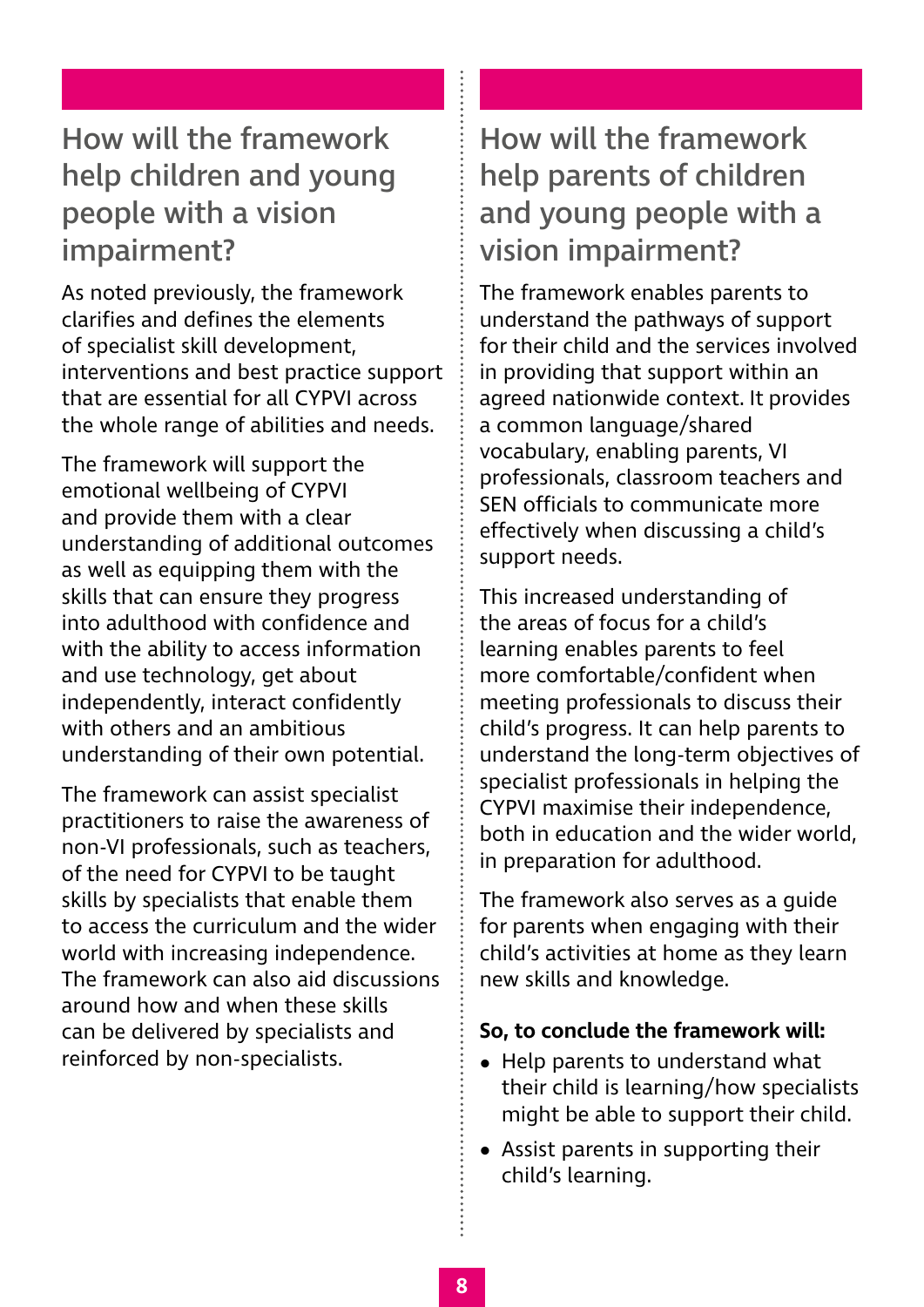## How will the framework help children and young people with a vision impairment?

As noted previously, the framework clarifies and defines the elements of specialist skill development, interventions and best practice support that are essential for all CYPVI across the whole range of abilities and needs.

The framework will support the emotional wellbeing of CYPVI and provide them with a clear understanding of additional outcomes as well as equipping them with the skills that can ensure they progress into adulthood with confidence and with the ability to access information and use technology, get about independently, interact confidently with others and an ambitious understanding of their own potential.

The framework can assist specialist practitioners to raise the awareness of non-VI professionals, such as teachers, of the need for CYPVI to be taught skills by specialists that enable them to access the curriculum and the wider world with increasing independence. The framework can also aid discussions around how and when these skills can be delivered by specialists and reinforced by non-specialists.

## How will the framework help parents of children and young people with a vision impairment?

The framework enables parents to understand the pathways of support for their child and the services involved in providing that support within an agreed nationwide context. It provides a common language/shared vocabulary, enabling parents, VI professionals, classroom teachers and SEN officials to communicate more effectively when discussing a child's support needs.

This increased understanding of the areas of focus for a child's learning enables parents to feel more comfortable/confident when meeting professionals to discuss their child's progress. It can help parents to understand the long-term objectives of specialist professionals in helping the CYPVI maximise their independence, both in education and the wider world, in preparation for adulthood.

The framework also serves as a guide for parents when engaging with their child's activities at home as they learn new skills and knowledge.

**So, to conclude the framework will:**

- Help parents to understand what their child is learning/how specialists might be able to support their child.
- Assist parents in supporting their child's learning.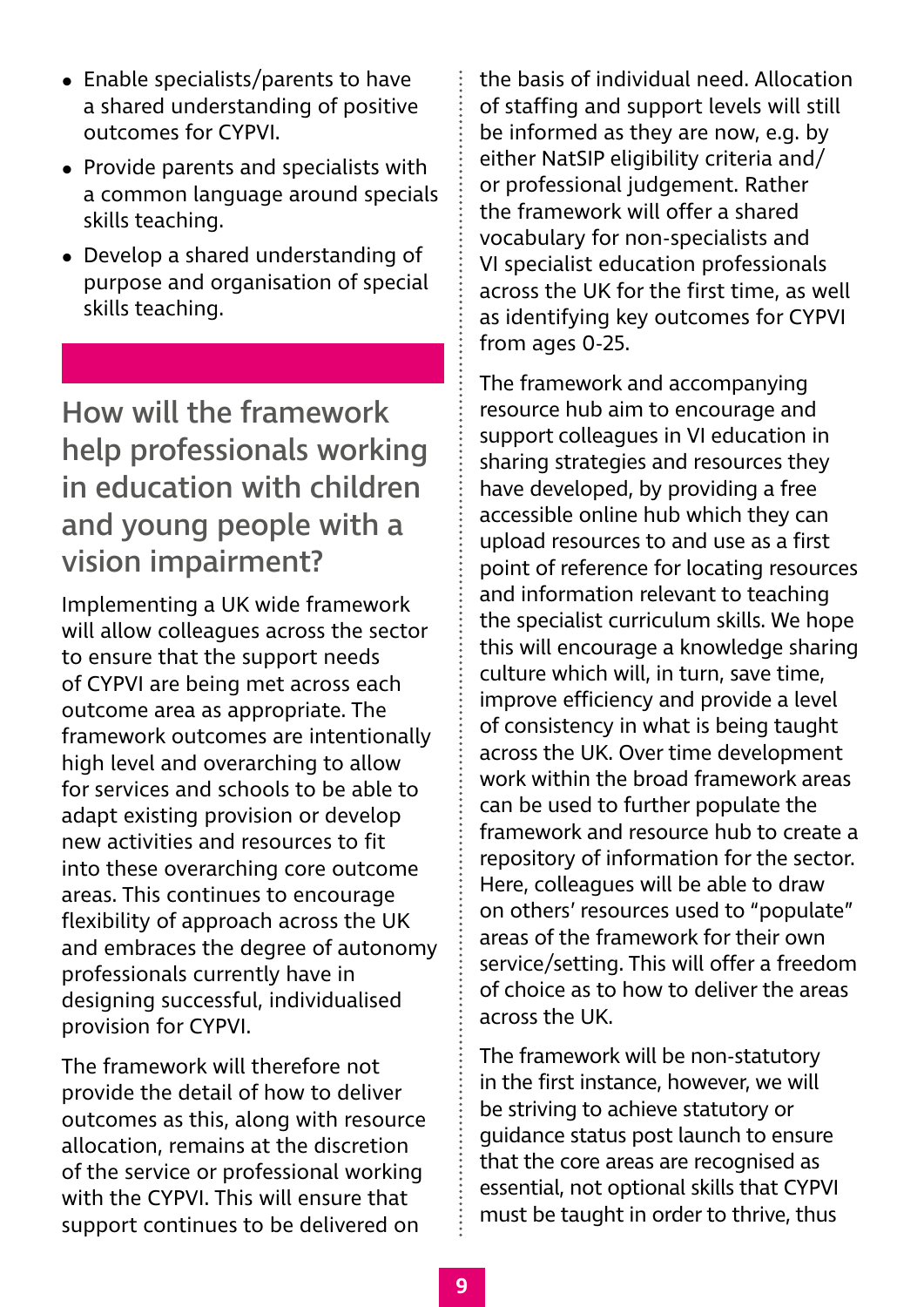- Enable specialists/parents to have a shared understanding of positive outcomes for CYPVI.
- Provide parents and specialists with a common language around specials skills teaching.
- Develop a shared understanding of purpose and organisation of special skills teaching.

## How will the framework help professionals working in education with children and young people with a vision impairment?

Implementing a UK wide framework will allow colleagues across the sector to ensure that the support needs of CYPVI are being met across each outcome area as appropriate. The framework outcomes are intentionally high level and overarching to allow for services and schools to be able to adapt existing provision or develop new activities and resources to fit into these overarching core outcome areas. This continues to encourage flexibility of approach across the UK and embraces the degree of autonomy professionals currently have in designing successful, individualised provision for CYPVI.

The framework will therefore not provide the detail of how to deliver outcomes as this, along with resource allocation, remains at the discretion of the service or professional working with the CYPVI. This will ensure that support continues to be delivered on the basis of individual need. Allocation of staffing and support levels will still be informed as they are now, e.g. by either NatSIP eligibility criteria and/or professional judgement. Rather the framework will offer a shared vocabulary for non-specialists and VI specialist education professionals across the UK for the first time, as well as identifying key outcomes for CYPVI from ages 0-25.

The framework and accompanying resource hub aim to encourage and support colleagues in VI education in sharing strategies and resources they have developed, by providing a free accessible online hub which they can upload resources to and use as a first point of reference for locating resources and information relevant to teaching the specialist curriculum skills. We hope this will encourage a knowledge sharing culture which will, in turn, save time, improve efficiency and provide a level of consistency in what is being taught across the UK. Over time development work within the broad framework areas can be used to further populate the framework and resource hub to create a repository of information for the sector. Here, colleagues will be able to draw on others' resources used to "populate" areas of the framework for their own service/setting. This will offer a freedom of choice as to how to deliver the areas across the UK.

The framework will be non-statutory in the first instance, however, we will be striving to achieve statutory or guidance status post launch to ensure that the core areas are recognised as essential, not optional skills that CYPVI must be taught in order to thrive, thus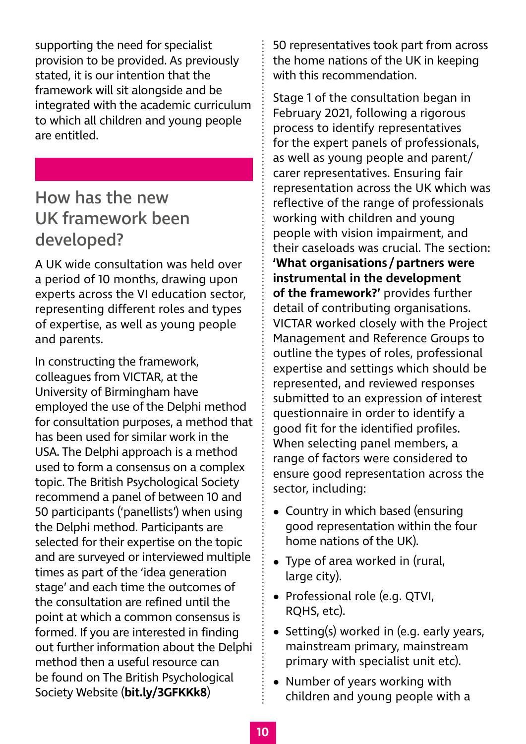supporting the need for specialist provision to be provided. As previously stated, it is our intention that the framework will sit alongside and be integrated with the academic curriculum to which all children and young people are entitled.

## How has the new UK framework been developed?

A UK wide consultation was held over a period of 10 months, drawing upon experts across the VI education sector, representing different roles and types of expertise, as well as young people and parents.

In constructing the framework, colleagues from VICTAR, at the University of Birmingham have employed the use of the Delphi method for consultation purposes, a method that has been used for similar work in the USA. The Delphi approach is a method used to form a consensus on a complex topic. The British Psychological Society recommend a panel of between 10 and 50 participants ('panellists') when using the Delphi method. Participants are selected for their expertise on the topic and are surveyed or interviewed multiple times as part of the 'idea generation stage' and each time the outcomes of the consultation are refined until the point at which a common consensus is formed. If you are interested in finding out further information about the Delphi method then a useful resource can be found on The British Psychological Society Website (**bit.ly/3GFKKk8**)

50 representatives took part from across the home nations of the UK in keeping with this recommendation.

Stage 1 of the consultation began in February 2021, following a rigorous process to identify representatives for the expert panels of professionals, as well as young people and parent/carer representatives. Ensuring fair representation across the UK which was reflective of the range of professionals working with children and young people with vision impairment, and their caseloads was crucial. The section: **'What organisations / partners were instrumental in the development of the framework?'** provides further detail of contributing organisations. VICTAR worked closely with the Project Management and Reference Groups to outline the types of roles, professional expertise and settings which should be represented, and reviewed responses submitted to an expression of interest questionnaire in order to identify a good fit for the identified profiles. When selecting panel members, a range of factors were considered to ensure good representation across the sector, including:

- Country in which based (ensuring good representation within the four home nations of the UK).
- Type of area worked in (rural, large city).
- Professional role (e.g. QTVI, RQHS, etc).
- Setting(s) worked in (e.g. early years, mainstream primary, mainstream primary with specialist unit etc).
- Number of years working with children and young people with a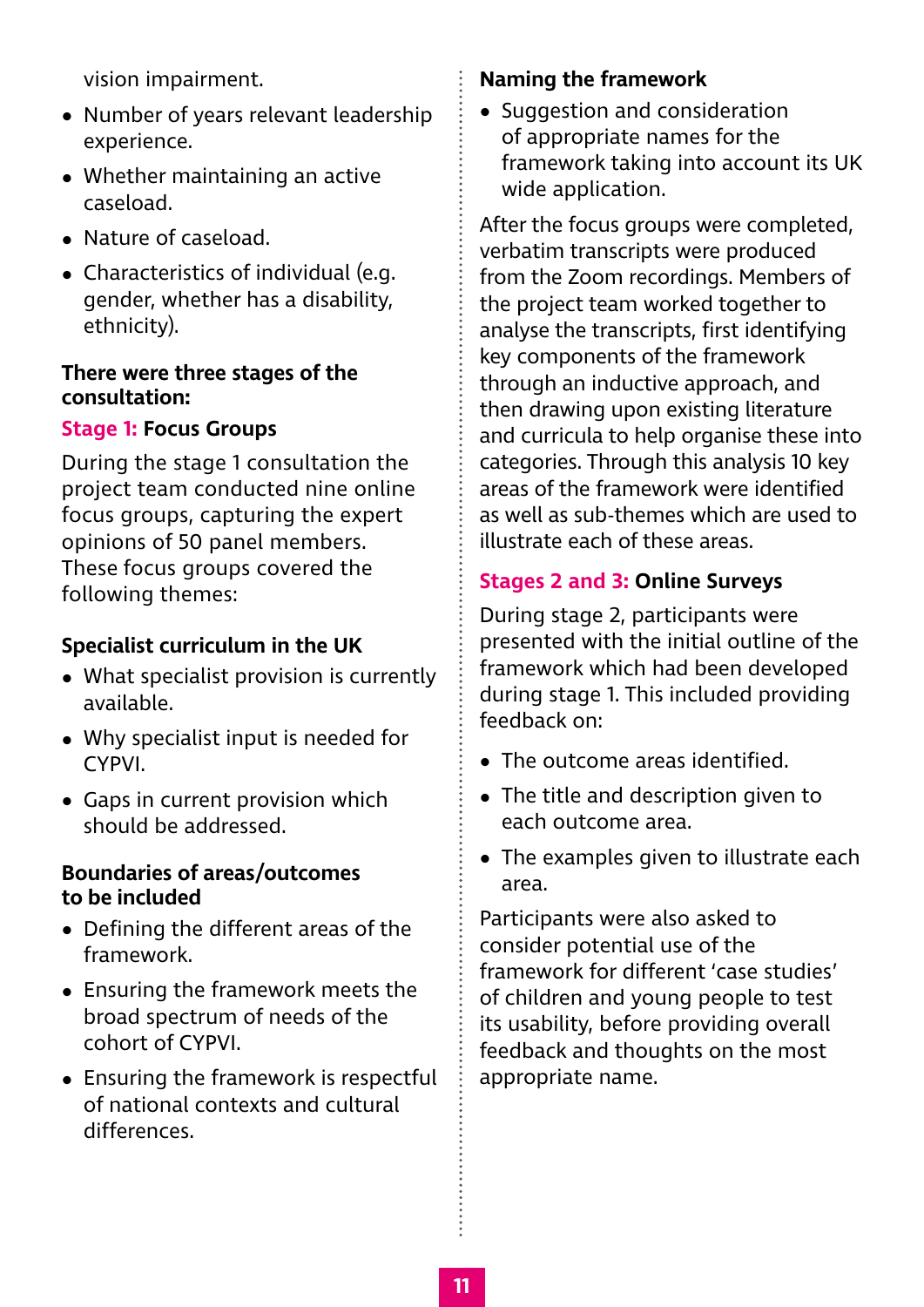vision impairment.

- Number of years relevant leadership experience.
- Whether maintaining an active caseload.
- Nature of caseload.
- Characteristics of individual (e.g. gender, whether has a disability, ethnicity).

**There were three stages of the consultation:**

### Stage 1: Focus Groups

During the stage 1 consultation the project team conducted nine online focus groups, capturing the expert opinions of 50 panel members. These focus groups covered the following themes:

**Specialist curriculum in the UK**

- What specialist provision is currently available.
- Why specialist input is needed for CYPVI.
- Gaps in current provision which should be addressed.

**Boundaries of areas/outcomes to be included**

- Defining the different areas of the framework.
- Ensuring the framework meets the broad spectrum of needs of the cohort of CYPVI.
- Ensuring the framework is respectful of national contexts and cultural differences.

**Naming the framework**

- Suggestion and consideration of appropriate names for the framework taking into account its UK wide application.

After the focus groups were completed, verbatim transcripts were produced from the Zoom recordings. Members of the project team worked together to analyse the transcripts, first identifying key components of the framework through an inductive approach, and then drawing upon existing literature and curricula to help organise these into categories. Through this analysis 10 key areas of the framework were identified as well as sub-themes which are used to illustrate each of these areas.

### Stages 2 and 3: Online Surveys

During stage 2, participants were presented with the initial outline of the framework which had been developed during stage 1. This included providing feedback on:

- The outcome areas identified.
- The title and description given to each outcome area.
- The examples given to illustrate each area.

Participants were also asked to consider potential use of the framework for different 'case studies' of children and young people to test its usability, before providing overall feedback and thoughts on the most appropriate name.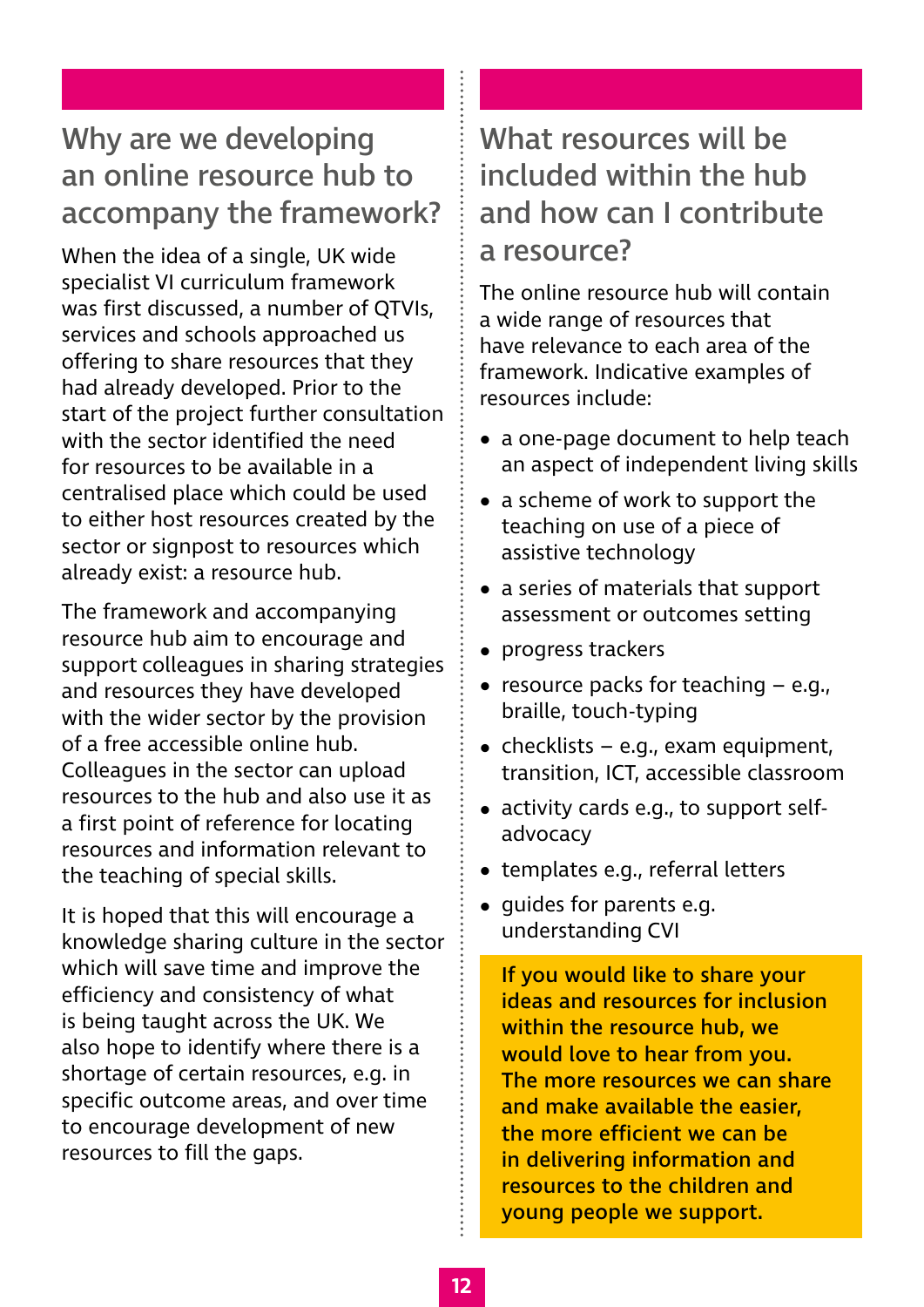## Why are we developing an online resource hub to accompany the framework?

When the idea of a single, UK wide specialist VI curriculum framework was first discussed, a number of QTVIs, services and schools approached us offering to share resources that they had already developed. Prior to the start of the project further consultation with the sector identified the need for resources to be available in a centralised place which could be used to either host resources created by the sector or signpost to resources which already exist: a resource hub.

The framework and accompanying resource hub aim to encourage and support colleagues in sharing strategies and resources they have developed with the wider sector by the provision of a free accessible online hub. Colleagues in the sector can upload resources to the hub and also use it as a first point of reference for locating resources and information relevant to the teaching of special skills.

It is hoped that this will encourage a knowledge sharing culture in the sector which will save time and improve the efficiency and consistency of what is being taught across the UK. We also hope to identify where there is a shortage of certain resources, e.g. in specific outcome areas, and over time to encourage development of new resources to fill the gaps.

## What resources will be included within the hub and how can I contribute a resource?

The online resource hub will contain a wide range of resources that have relevance to each area of the framework. Indicative examples of resources include:

- a one-page document to help teach an aspect of independent living skills
- a scheme of work to support the teaching on use of a piece of assistive technology
- a series of materials that support assessment or outcomes setting
- progress trackers
- resource packs for teaching – e.g., braille, touch-typing
- checklists – e.g., exam equipment, transition, ICT, accessible classroom
- activity cards e.g., to support self-advocacy
- templates e.g., referral letters
- guides for parents e.g. understanding CVI

**If you would like to share your ideas and resources for inclusion within the resource hub, we would love to hear from you. The more resources we can share and make available the easier, the more efficient we can be in delivering information and resources to the children and young people we support.**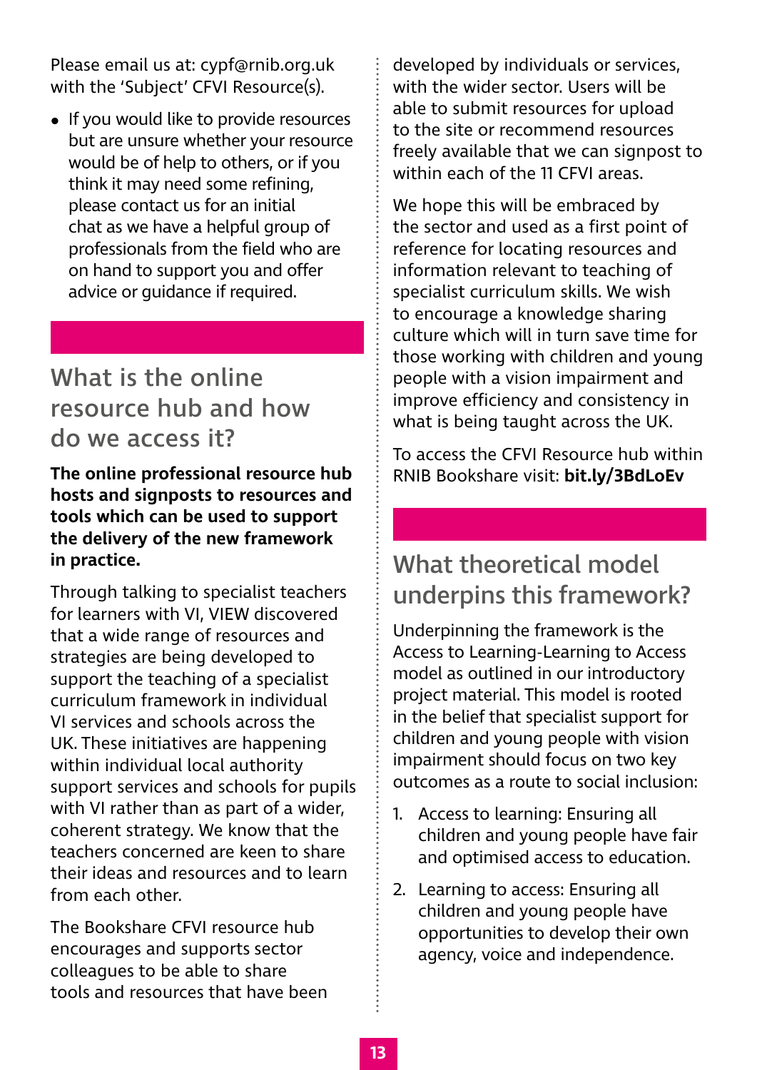Please email us at: cypf@rnib.org.uk with the 'Subject' CFVI Resource(s).

- If you would like to provide resources but are unsure whether your resource would be of help to others, or if you think it may need some refining, please contact us for an initial chat as we have a helpful group of professionals from the field who are on hand to support you and offer advice or guidance if required.

## What is the online resource hub and how do we access it?

**The online professional resource hub hosts and signposts to resources and tools which can be used to support the delivery of the new framework in practice.**

Through talking to specialist teachers for learners with VI, VIEW discovered that a wide range of resources and strategies are being developed to support the teaching of a specialist curriculum framework in individual VI services and schools across the UK. These initiatives are happening within individual local authority support services and schools for pupils with VI rather than as part of a wider, coherent strategy. We know that the teachers concerned are keen to share their ideas and resources and to learn from each other.

The Bookshare CFVI resource hub encourages and supports sector colleagues to be able to share tools and resources that have been developed by individuals or services, with the wider sector. Users will be able to submit resources for upload to the site or recommend resources freely available that we can signpost to within each of the 11 CFVI areas.

We hope this will be embraced by the sector and used as a first point of reference for locating resources and information relevant to teaching of specialist curriculum skills. We wish to encourage a knowledge sharing culture which will in turn save time for those working with children and young people with a vision impairment and improve efficiency and consistency in what is being taught across the UK.

To access the CFVI Resource hub within RNIB Bookshare visit: **bit.ly/3BdLoEv**

## What theoretical model underpins this framework?

Underpinning the framework is the Access to Learning-Learning to Access model as outlined in our introductory project material. This model is rooted in the belief that specialist support for children and young people with vision impairment should focus on two key outcomes as a route to social inclusion:

1. Access to learning: Ensuring all children and young people have fair and optimised access to education.
2. Learning to access: Ensuring all children and young people have opportunities to develop their own agency, voice and independence.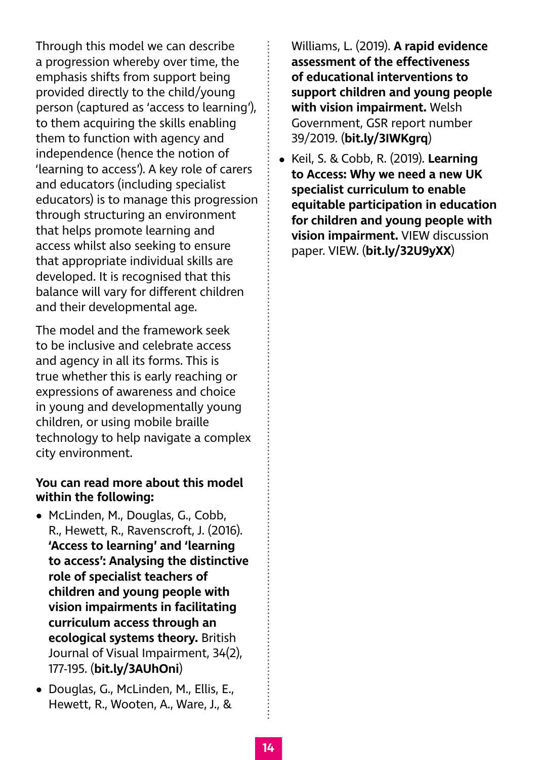Through this model we can describe a progression whereby over time, the emphasis shifts from support being provided directly to the child/young person (captured as 'access to learning'), to them acquiring the skills enabling them to function with agency and independence (hence the notion of 'learning to access'). A key role of carers and educators (including specialist educators) is to manage this progression through structuring an environment that helps promote learning and access whilst also seeking to ensure that appropriate individual skills are developed. It is recognised that this balance will vary for different children and their developmental age.

The model and the framework seek to be inclusive and celebrate access and agency in all its forms. This is true whether this is early reaching or expressions of awareness and choice in young and developmentally young children, or using mobile braille technology to help navigate a complex city environment.

**You can read more about this model within the following:**

- McLinden, M., Douglas, G., Cobb, R., Hewett, R., Ravenscroft, J. (2016). **'Access to learning' and 'learning to access': Analysing the distinctive role of specialist teachers of children and young people with vision impairments in facilitating curriculum access through an ecological systems theory.** British Journal of Visual Impairment, 34(2), 177-195. (**bit.ly/3AUhOni**)
- Douglas, G., McLinden, M., Ellis, E., Hewett, R., Wooten, A., Ware, J., & Williams, L. (2019). **A rapid evidence assessment of the effectiveness of educational interventions to support children and young people with vision impairment.** Welsh Government, GSR report number 39/2019. (**bit.ly/3IWKgrq**)
- Keil, S. & Cobb, R. (2019). **Learning to Access: Why we need a new UK specialist curriculum to enable equitable participation in education for children and young people with vision impairment.** VIEW discussion paper. VIEW. (**bit.ly/32U9yXX**)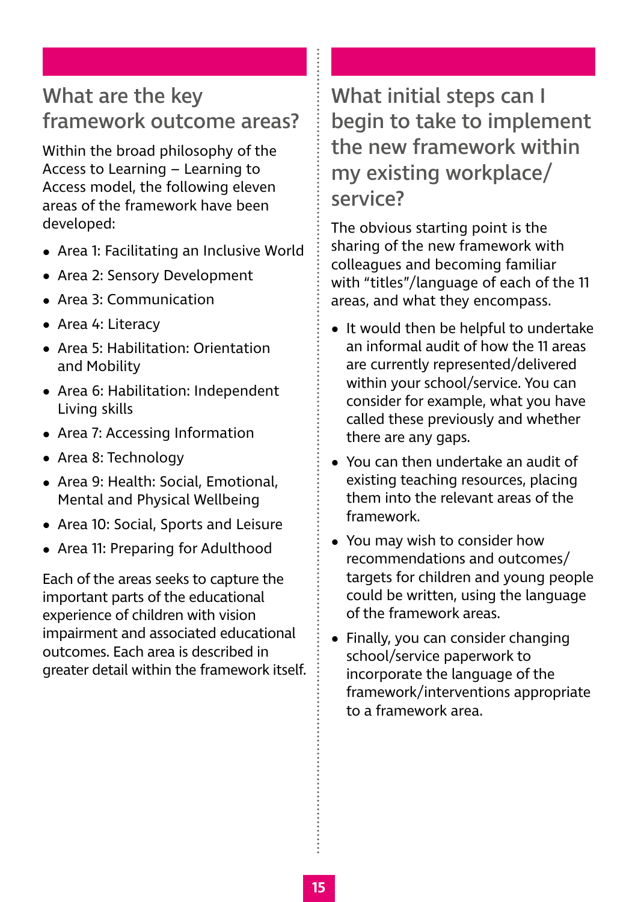## What are the key framework outcome areas?

Within the broad philosophy of the Access to Learning – Learning to Access model, the following eleven areas of the framework have been developed:

- Area 1: Facilitating an Inclusive World
- Area 2: Sensory Development
- Area 3: Communication
- Area 4: Literacy
- Area 5: Habilitation: Orientation and Mobility
- Area 6: Habilitation: Independent Living skills
- Area 7: Accessing Information
- Area 8: Technology
- Area 9: Health: Social, Emotional, Mental and Physical Wellbeing
- Area 10: Social, Sports and Leisure
- Area 11: Preparing for Adulthood

Each of the areas seeks to capture the important parts of the educational experience of children with vision impairment and associated educational outcomes. Each area is described in greater detail within the framework itself.

## What initial steps can I begin to take to implement the new framework within my existing workplace/service?

The obvious starting point is the sharing of the new framework with colleagues and becoming familiar with "titles"/language of each of the 11 areas, and what they encompass.

- It would then be helpful to undertake an informal audit of how the 11 areas are currently represented/delivered within your school/service. You can consider for example, what you have called these previously and whether there are any gaps.
- You can then undertake an audit of existing teaching resources, placing them into the relevant areas of the framework.
- You may wish to consider how recommendations and outcomes/targets for children and young people could be written, using the language of the framework areas.
- Finally, you can consider changing school/service paperwork to incorporate the language of the framework/interventions appropriate to a framework area.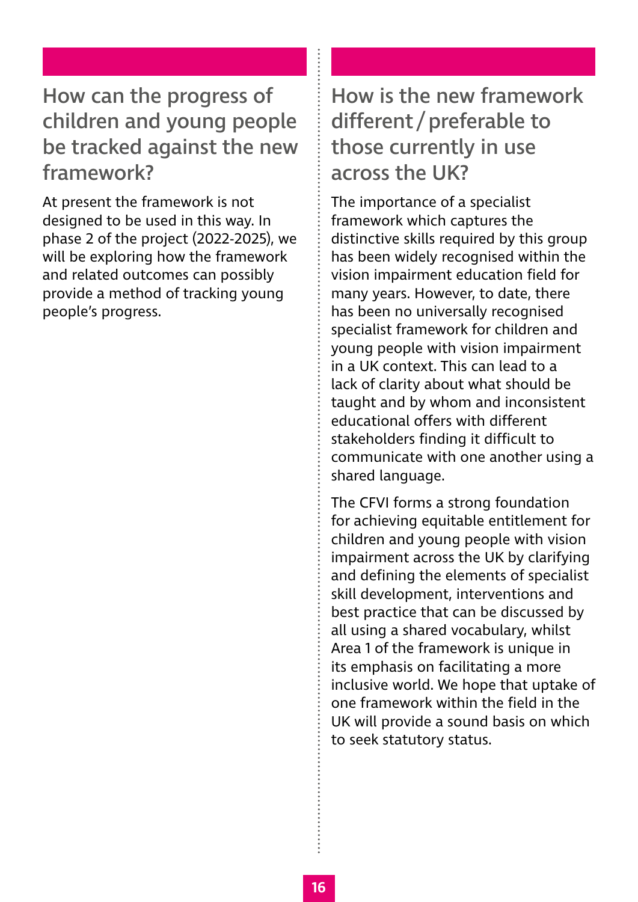## How can the progress of children and young people be tracked against the new framework?

At present the framework is not designed to be used in this way. In phase 2 of the project (2022-2025), we will be exploring how the framework and related outcomes can possibly provide a method of tracking young people's progress.

## How is the new framework different / preferable to those currently in use across the UK?

The importance of a specialist framework which captures the distinctive skills required by this group has been widely recognised within the vision impairment education field for many years. However, to date, there has been no universally recognised specialist framework for children and young people with vision impairment in a UK context. This can lead to a lack of clarity about what should be taught and by whom and inconsistent educational offers with different stakeholders finding it difficult to communicate with one another using a shared language.

The CFVI forms a strong foundation for achieving equitable entitlement for children and young people with vision impairment across the UK by clarifying and defining the elements of specialist skill development, interventions and best practice that can be discussed by all using a shared vocabulary, whilst Area 1 of the framework is unique in its emphasis on facilitating a more inclusive world. We hope that uptake of one framework within the field in the UK will provide a sound basis on which to seek statutory status.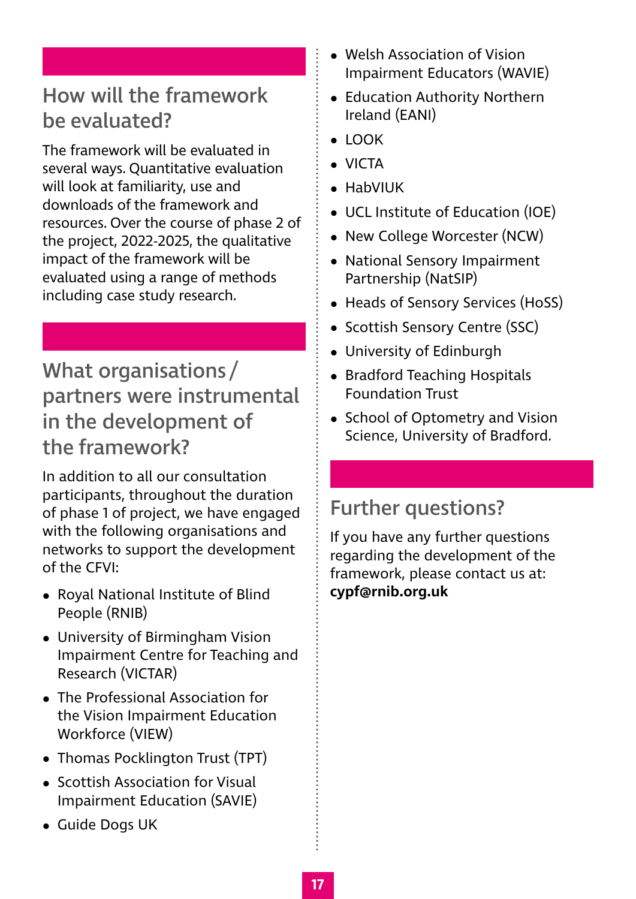## How will the framework be evaluated?

The framework will be evaluated in several ways. Quantitative evaluation will look at familiarity, use and downloads of the framework and resources. Over the course of phase 2 of the project, 2022-2025, the qualitative impact of the framework will be evaluated using a range of methods including case study research.

## What organisations / partners were instrumental in the development of the framework?

In addition to all our consultation participants, throughout the duration of phase 1 of project, we have engaged with the following organisations and networks to support the development of the CFVI:

- Royal National Institute of Blind People (RNIB)
- University of Birmingham Vision Impairment Centre for Teaching and Research (VICTAR)
- The Professional Association for the Vision Impairment Education Workforce (VIEW)
- Thomas Pocklington Trust (TPT)
- Scottish Association for Visual Impairment Education (SAVIE)
- Guide Dogs UK
- Welsh Association of Vision Impairment Educators (WAVIE)
- Education Authority Northern Ireland (EANI)
- LOOK
- VICTA
- HabVIUK
- UCL Institute of Education (IOE)
- New College Worcester (NCW)
- National Sensory Impairment Partnership (NatSIP)
- Heads of Sensory Services (HoSS)
- Scottish Sensory Centre (SSC)
- University of Edinburgh
- Bradford Teaching Hospitals Foundation Trust
- School of Optometry and Vision Science, University of Bradford.

## Further questions?

If you have any further questions regarding the development of the framework, please contact us at: **cypf@rnib.org.uk**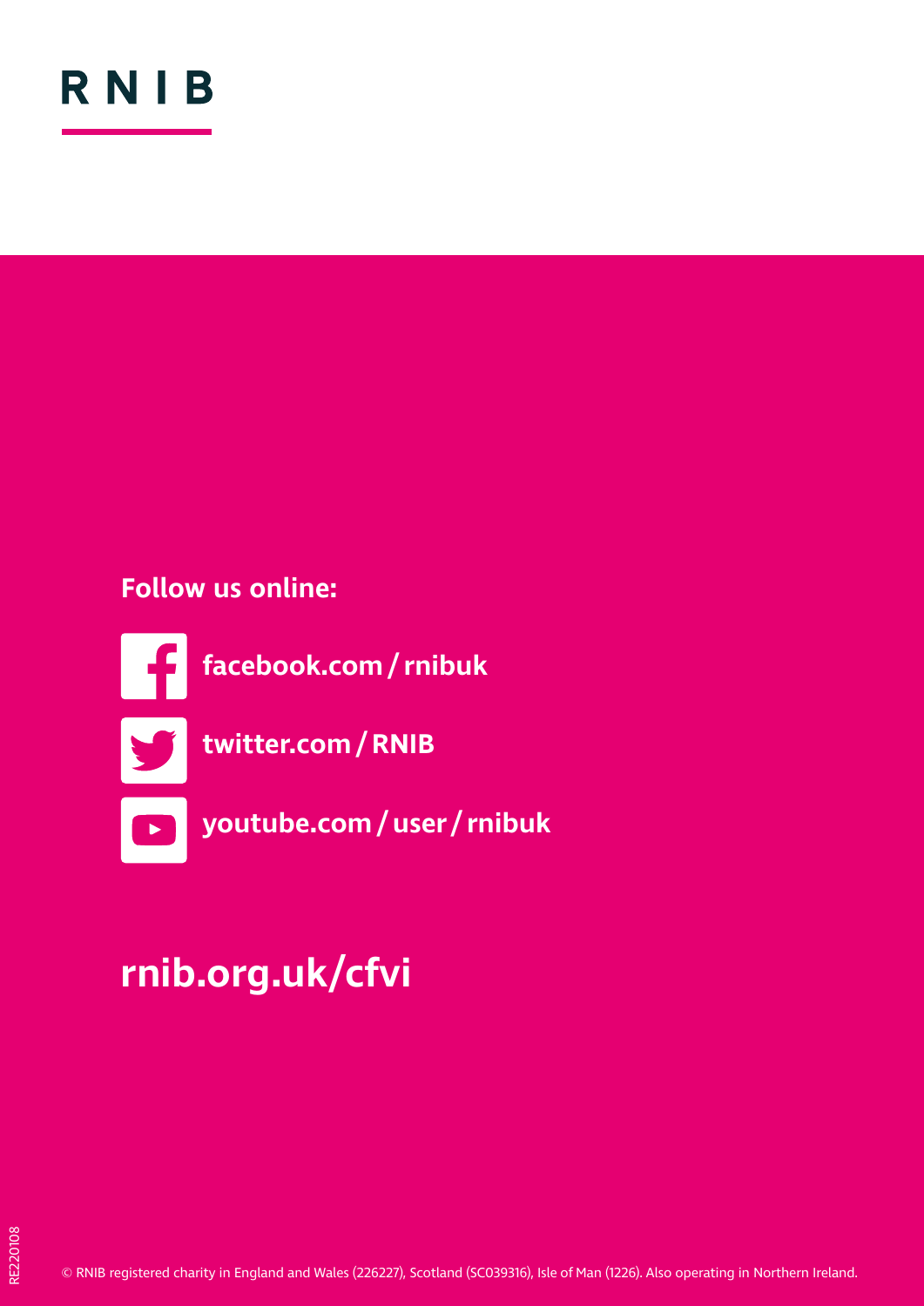# RNIB

**Follow us online:**

**facebook.com / rnibuk**

**twitter.com / RNIB**

**youtube.com / user / rnibuk**

## rnib.org.uk/cfvi

RE220108

© RNIB registered charity in England and Wales (226227), Scotland (SC039316), Isle of Man (1226). Also operating in Northern Ireland.